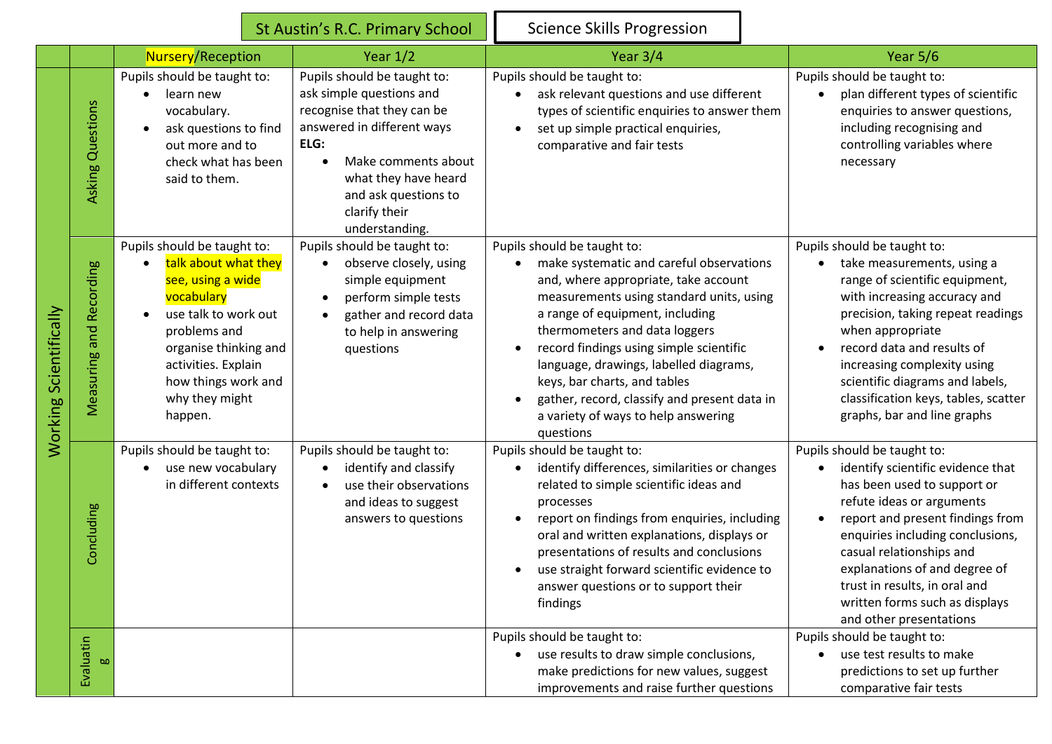St Austin's R.C. Primary School | Science Skills Progression

| | | Nursery/Reception | Year 1/2 | Year 3/4 | Year 5/6 |
|---|---|---|---|---|---|
| Working Scientifically | Asking Questions | Pupils should be taught to:<br>• learn new vocabulary.<br>• ask questions to find out more and to check what has been said to them. | Pupils should be taught to:<br>ask simple questions and recognise that they can be answered in different ways<br>**ELG:**<br>• Make comments about what they have heard and ask questions to clarify their understanding. | Pupils should be taught to:<br>• ask relevant questions and use different types of scientific enquiries to answer them<br>• set up simple practical enquiries, comparative and fair tests | Pupils should be taught to:<br>• plan different types of scientific enquiries to answer questions, including recognising and controlling variables where necessary |
| | Measuring and Recording | Pupils should be taught to:<br>• talk about what they see, using a wide vocabulary<br>• use talk to work out problems and organise thinking and activities. Explain how things work and why they might happen. | Pupils should be taught to:<br>• observe closely, using simple equipment<br>• perform simple tests<br>• gather and record data to help in answering questions | Pupils should be taught to:<br>• make systematic and careful observations and, where appropriate, take account measurements using standard units, using a range of equipment, including thermometers and data loggers<br>• record findings using simple scientific language, drawings, labelled diagrams, keys, bar charts, and tables<br>• gather, record, classify and present data in a variety of ways to help answering questions | Pupils should be taught to:<br>• take measurements, using a range of scientific equipment, with increasing accuracy and precision, taking repeat readings when appropriate<br>• record data and results of increasing complexity using scientific diagrams and labels, classification keys, tables, scatter graphs, bar and line graphs |
| | Concluding | Pupils should be taught to:<br>• use new vocabulary in different contexts | Pupils should be taught to:<br>• identify and classify<br>• use their observations and ideas to suggest answers to questions | Pupils should be taught to:<br>• identify differences, similarities or changes related to simple scientific ideas and processes<br>• report on findings from enquiries, including oral and written explanations, displays or presentations of results and conclusions<br>• use straight forward scientific evidence to answer questions or to support their findings | Pupils should be taught to:<br>• identify scientific evidence that has been used to support or refute ideas or arguments<br>• report and present findings from enquiries including conclusions, casual relationships and explanations of and degree of trust in results, in oral and written forms such as displays and other presentations |
| | Evaluating | | | Pupils should be taught to:<br>• use results to draw simple conclusions, make predictions for new values, suggest improvements and raise further questions | Pupils should be taught to:<br>• use test results to make predictions to set up further comparative fair tests |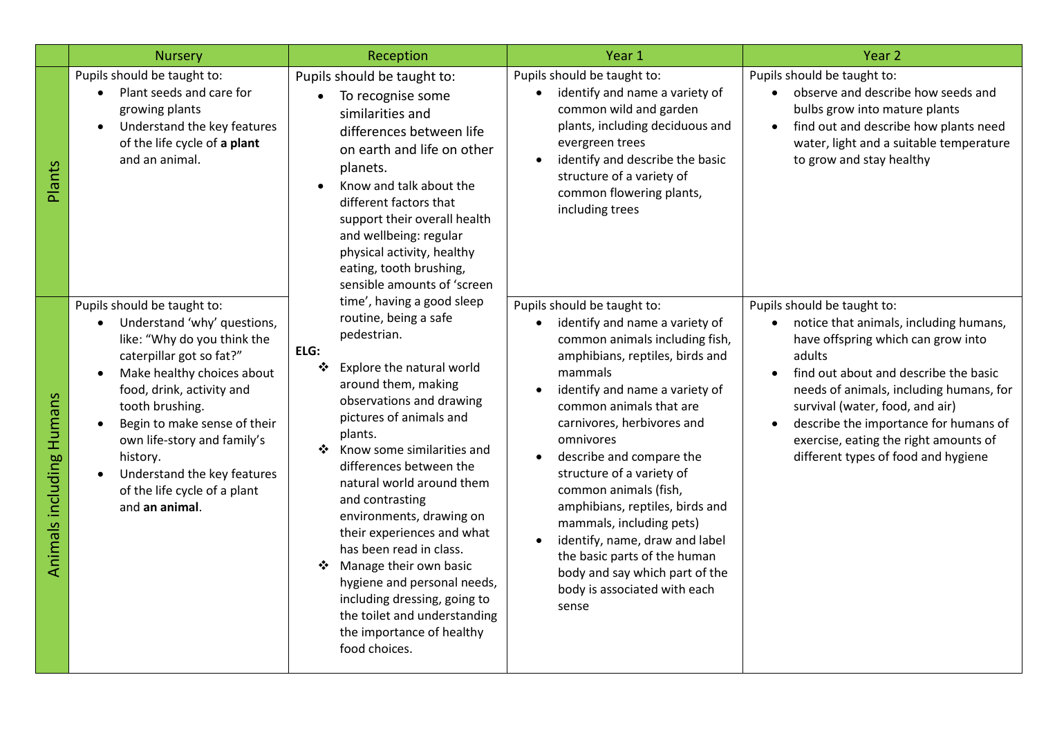| | Nursery | Reception | Year 1 | Year 2 |
|---|---|---|---|---|
| Plants | Pupils should be taught to:<br>• Plant seeds and care for growing plants<br>• Understand the key features of the life cycle of **a plant** and an animal. | Pupils should be taught to:<br>• To recognise some similarities and differences between life on earth and life on other planets.<br>• Know and talk about the different factors that support their overall health and wellbeing: regular physical activity, healthy eating, tooth brushing, sensible amounts of 'screen time', having a good sleep routine, being a safe pedestrian.<br>**ELG:**<br>❖ Explore the natural world around them, making observations and drawing pictures of animals and plants.<br>❖ Know some similarities and differences between the natural world around them and contrasting environments, drawing on their experiences and what has been read in class.<br>❖ Manage their own basic hygiene and personal needs, including dressing, going to the toilet and understanding the importance of healthy food choices. | Pupils should be taught to:<br>• identify and name a variety of common wild and garden plants, including deciduous and evergreen trees<br>• identify and describe the basic structure of a variety of common flowering plants, including trees | Pupils should be taught to:<br>• observe and describe how seeds and bulbs grow into mature plants<br>• find out and describe how plants need water, light and a suitable temperature to grow and stay healthy |
| Animals including Humans | Pupils should be taught to:<br>• Understand 'why' questions, like: "Why do you think the caterpillar got so fat?"<br>• Make healthy choices about food, drink, activity and tooth brushing.<br>• Begin to make sense of their own life-story and family's history.<br>• Understand the key features of the life cycle of a plant and **an animal**. | | Pupils should be taught to:<br>• identify and name a variety of common animals including fish, amphibians, reptiles, birds and mammals<br>• identify and name a variety of common animals that are carnivores, herbivores and omnivores<br>• describe and compare the structure of a variety of common animals (fish, amphibians, reptiles, birds and mammals, including pets)<br>• identify, name, draw and label the basic parts of the human body and say which part of the body is associated with each sense | Pupils should be taught to:<br>• notice that animals, including humans, have offspring which can grow into adults<br>• find out about and describe the basic needs of animals, including humans, for survival (water, food, and air)<br>• describe the importance for humans of exercise, eating the right amounts of different types of food and hygiene |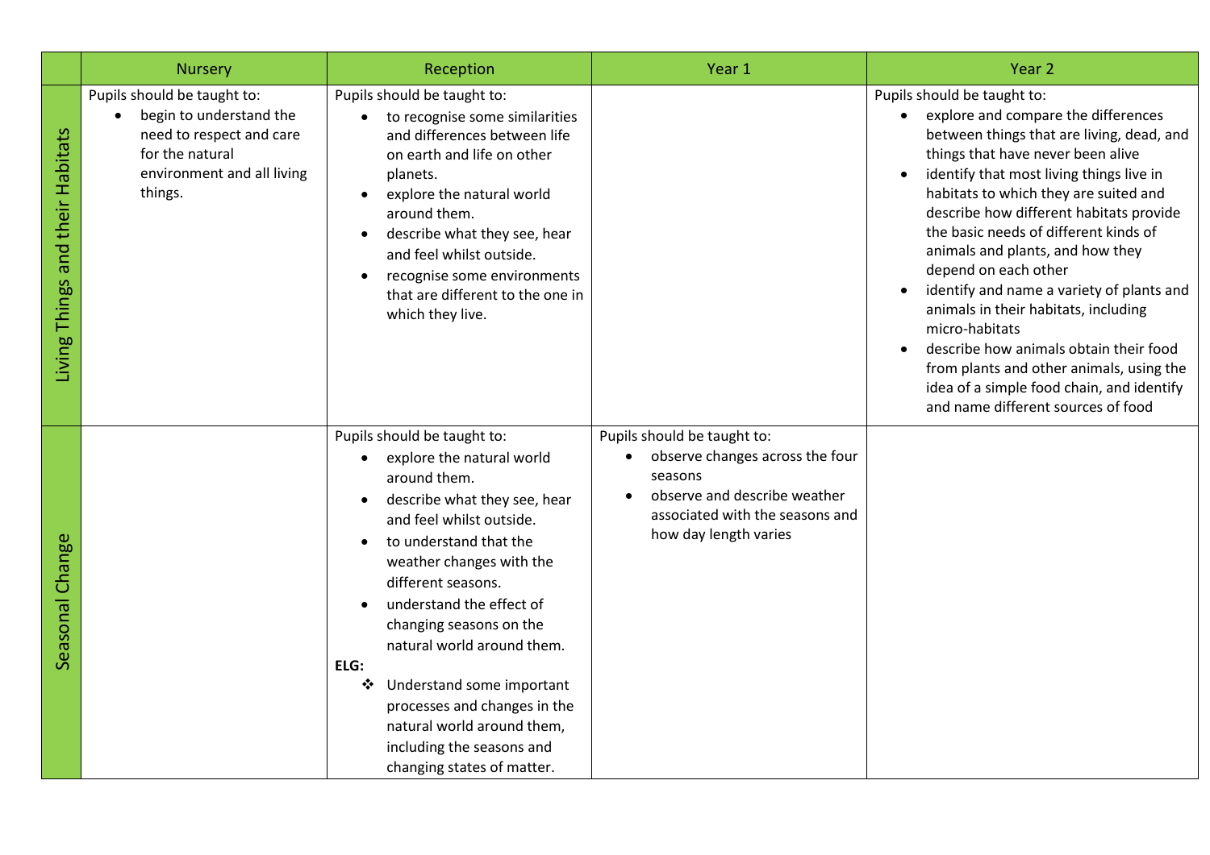| | Nursery | Reception | Year 1 | Year 2 |
|---|---|---|---|---|
| Living Things and their Habitats | Pupils should be taught to:<br>• begin to understand the need to respect and care for the natural environment and all living things. | Pupils should be taught to:<br>• to recognise some similarities and differences between life on earth and life on other planets.<br>• explore the natural world around them.<br>• describe what they see, hear and feel whilst outside.<br>• recognise some environments that are different to the one in which they live. | | Pupils should be taught to:<br>• explore and compare the differences between things that are living, dead, and things that have never been alive<br>• identify that most living things live in habitats to which they are suited and describe how different habitats provide the basic needs of different kinds of animals and plants, and how they depend on each other<br>• identify and name a variety of plants and animals in their habitats, including micro-habitats<br>• describe how animals obtain their food from plants and other animals, using the idea of a simple food chain, and identify and name different sources of food |
| Seasonal Change | | Pupils should be taught to:<br>• explore the natural world around them.<br>• describe what they see, hear and feel whilst outside.<br>• to understand that the weather changes with the different seasons.<br>• understand the effect of changing seasons on the natural world around them.<br>**ELG:**<br>❖ Understand some important processes and changes in the natural world around them, including the seasons and changing states of matter. | Pupils should be taught to:<br>• observe changes across the four seasons<br>• observe and describe weather associated with the seasons and how day length varies | |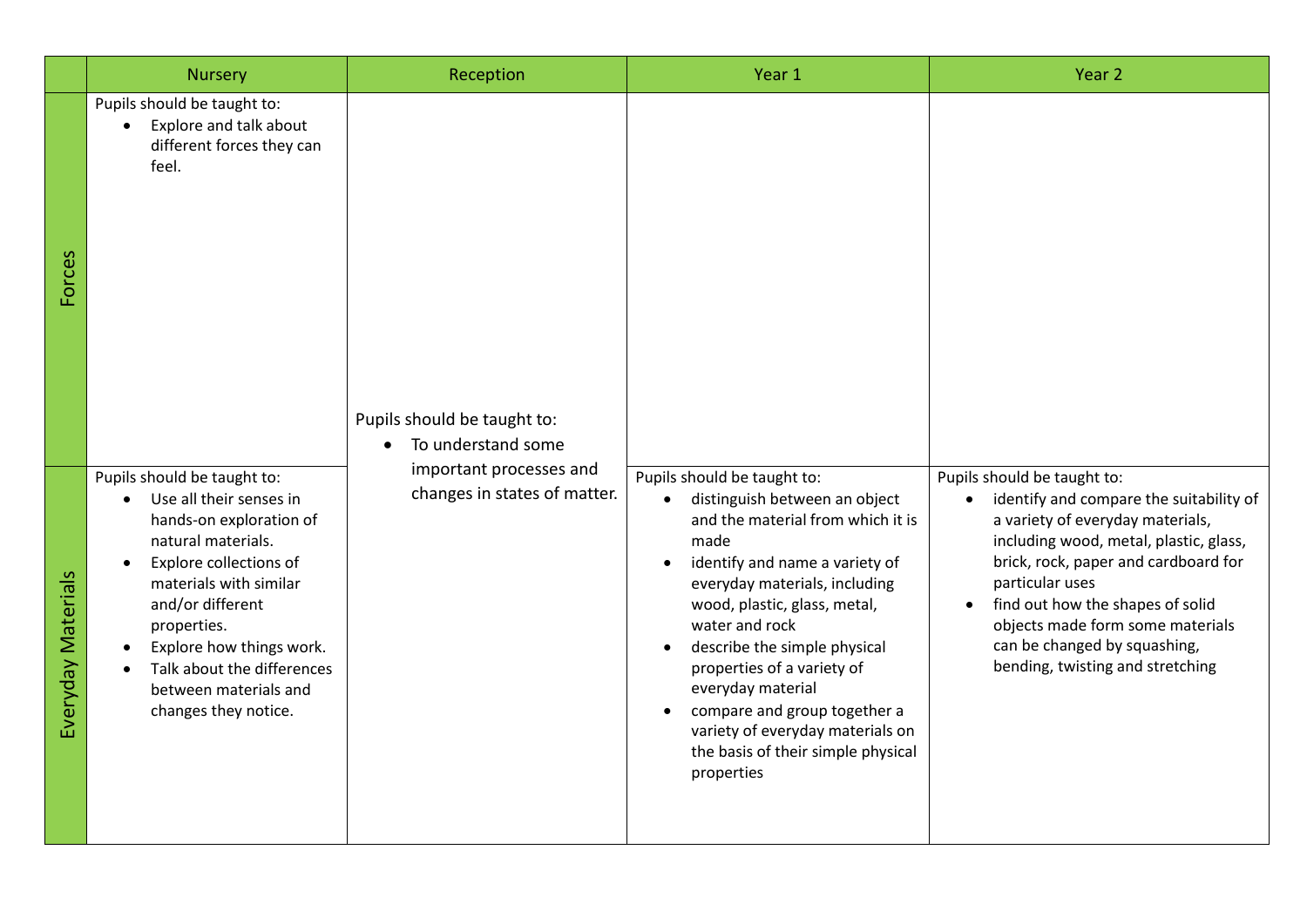| | Nursery | Reception | Year 1 | Year 2 |
|---|---|---|---|---|
| Forces | Pupils should be taught to:<br>• Explore and talk about different forces they can feel. | Pupils should be taught to:<br>• To understand some important processes and changes in states of matter. | | |
| Everyday Materials | Pupils should be taught to:<br>• Use all their senses in hands-on exploration of natural materials.<br>• Explore collections of materials with similar and/or different properties.<br>• Explore how things work.<br>• Talk about the differences between materials and changes they notice. | | Pupils should be taught to:<br>• distinguish between an object and the material from which it is made<br>• identify and name a variety of everyday materials, including wood, plastic, glass, metal, water and rock<br>• describe the simple physical properties of a variety of everyday material<br>• compare and group together a variety of everyday materials on the basis of their simple physical properties | Pupils should be taught to:<br>• identify and compare the suitability of a variety of everyday materials, including wood, metal, plastic, glass, brick, rock, paper and cardboard for particular uses<br>• find out how the shapes of solid objects made form some materials can be changed by squashing, bending, twisting and stretching |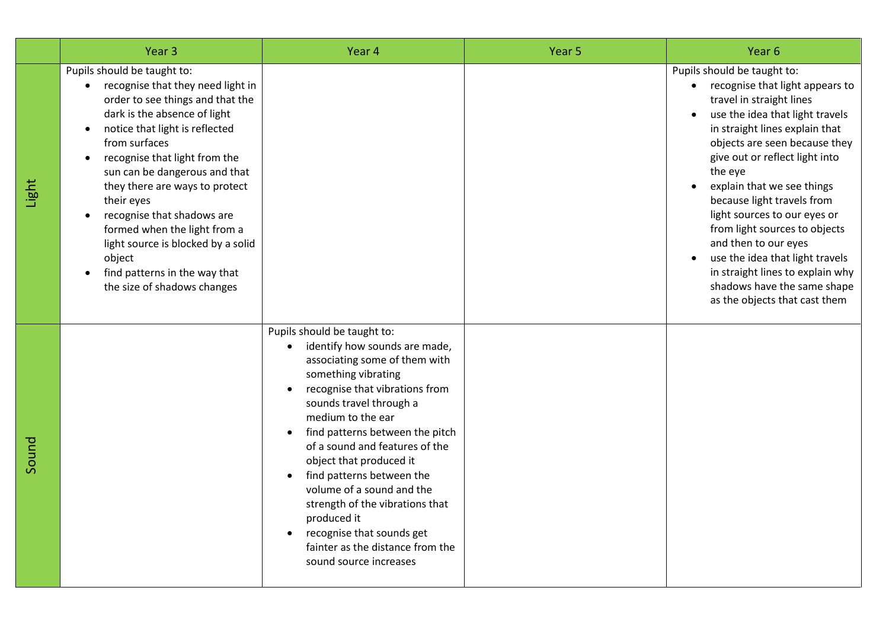| | Year 3 | Year 4 | Year 5 | Year 6 |
|---|---|---|---|---|
| Light | Pupils should be taught to:<br>• recognise that they need light in order to see things and that the dark is the absence of light<br>• notice that light is reflected from surfaces<br>• recognise that light from the sun can be dangerous and that they there are ways to protect their eyes<br>• recognise that shadows are formed when the light from a light source is blocked by a solid object<br>• find patterns in the way that the size of shadows changes | | | Pupils should be taught to:<br>• recognise that light appears to travel in straight lines<br>• use the idea that light travels in straight lines explain that objects are seen because they give out or reflect light into the eye<br>• explain that we see things because light travels from light sources to our eyes or from light sources to objects and then to our eyes<br>• use the idea that light travels in straight lines to explain why shadows have the same shape as the objects that cast them |
| Sound | | Pupils should be taught to:<br>• identify how sounds are made, associating some of them with something vibrating<br>• recognise that vibrations from sounds travel through a medium to the ear<br>• find patterns between the pitch of a sound and features of the object that produced it<br>• find patterns between the volume of a sound and the strength of the vibrations that produced it<br>• recognise that sounds get fainter as the distance from the sound source increases | | |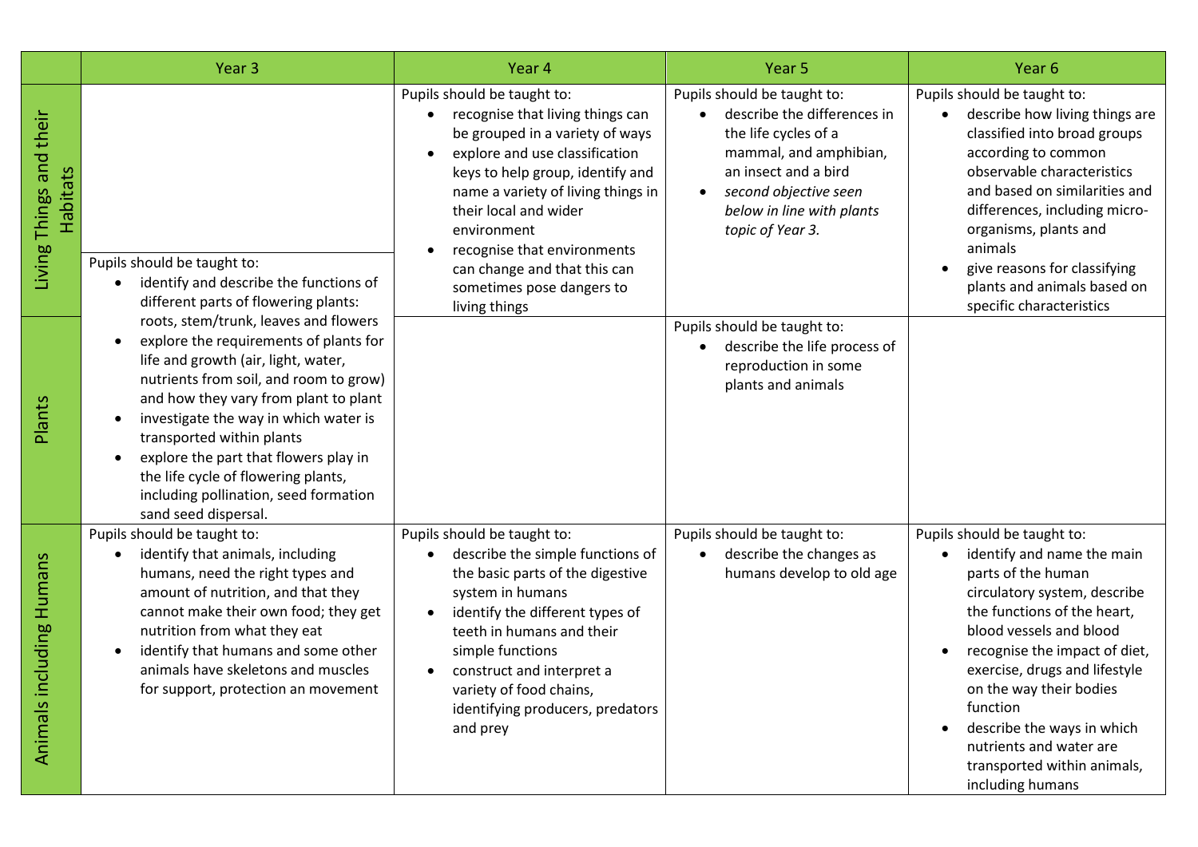| | Year 3 | Year 4 | Year 5 | Year 6 |
|---|---|---|---|---|
| Living Things and their Habitats | | Pupils should be taught to:<br>• recognise that living things can be grouped in a variety of ways<br>• explore and use classification keys to help group, identify and name a variety of living things in their local and wider environment<br>• recognise that environments can change and that this can sometimes pose dangers to living things | Pupils should be taught to:<br>• describe the differences in the life cycles of a mammal, and amphibian, an insect and a bird<br>• *second objective seen below in line with plants topic of Year 3.* | Pupils should be taught to:<br>• describe how living things are classified into broad groups according to common observable characteristics and based on similarities and differences, including micro-organisms, plants and animals<br>• give reasons for classifying plants and animals based on specific characteristics |
| Plants | Pupils should be taught to:<br>• identify and describe the functions of different parts of flowering plants: roots, stem/trunk, leaves and flowers<br>• explore the requirements of plants for life and growth (air, light, water, nutrients from soil, and room to grow) and how they vary from plant to plant<br>• investigate the way in which water is transported within plants<br>• explore the part that flowers play in the life cycle of flowering plants, including pollination, seed formation sand seed dispersal. | | Pupils should be taught to:<br>• describe the life process of reproduction in some plants and animals | |
| Animals including Humans | Pupils should be taught to:<br>• identify that animals, including humans, need the right types and amount of nutrition, and that they cannot make their own food; they get nutrition from what they eat<br>• identify that humans and some other animals have skeletons and muscles for support, protection an movement | Pupils should be taught to:<br>• describe the simple functions of the basic parts of the digestive system in humans<br>• identify the different types of teeth in humans and their simple functions<br>• construct and interpret a variety of food chains, identifying producers, predators and prey | Pupils should be taught to:<br>• describe the changes as humans develop to old age | Pupils should be taught to:<br>• identify and name the main parts of the human circulatory system, describe the functions of the heart, blood vessels and blood<br>• recognise the impact of diet, exercise, drugs and lifestyle on the way their bodies function<br>• describe the ways in which nutrients and water are transported within animals, including humans |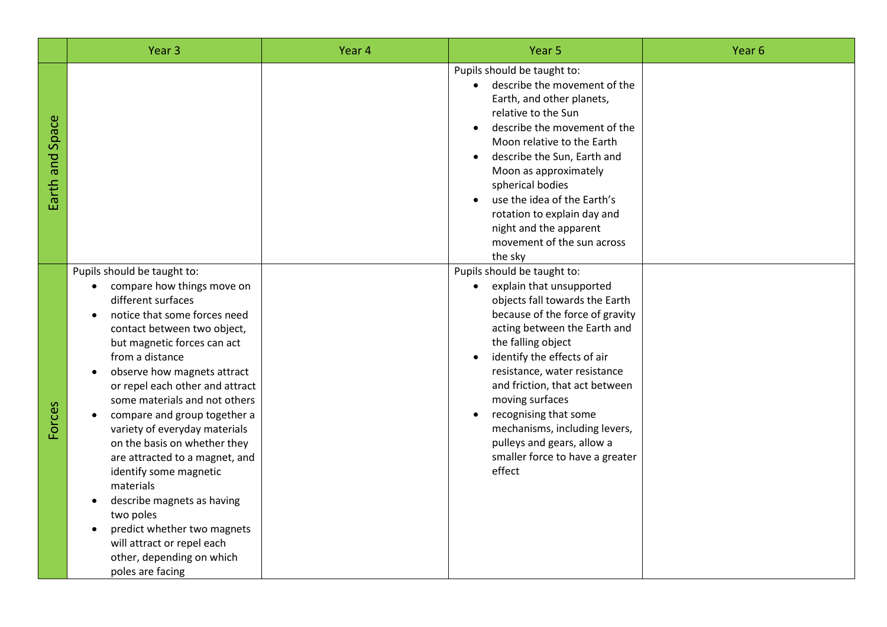|  | Year 3 | Year 4 | Year 5 | Year 6 |
|---|---|---|---|---|
| Earth and Space |  |  | Pupils should be taught to:<br>• describe the movement of the Earth, and other planets, relative to the Sun<br>• describe the movement of the Moon relative to the Earth<br>• describe the Sun, Earth and Moon as approximately spherical bodies<br>• use the idea of the Earth's rotation to explain day and night and the apparent movement of the sun across the sky |  |
| Forces | Pupils should be taught to:<br>• compare how things move on different surfaces<br>• notice that some forces need contact between two object, but magnetic forces can act from a distance<br>• observe how magnets attract or repel each other and attract some materials and not others<br>• compare and group together a variety of everyday materials on the basis on whether they are attracted to a magnet, and identify some magnetic materials<br>• describe magnets as having two poles<br>• predict whether two magnets will attract or repel each other, depending on which poles are facing |  | Pupils should be taught to:<br>• explain that unsupported objects fall towards the Earth because of the force of gravity acting between the Earth and the falling object<br>• identify the effects of air resistance, water resistance and friction, that act between moving surfaces<br>• recognising that some mechanisms, including levers, pulleys and gears, allow a smaller force to have a greater effect |  |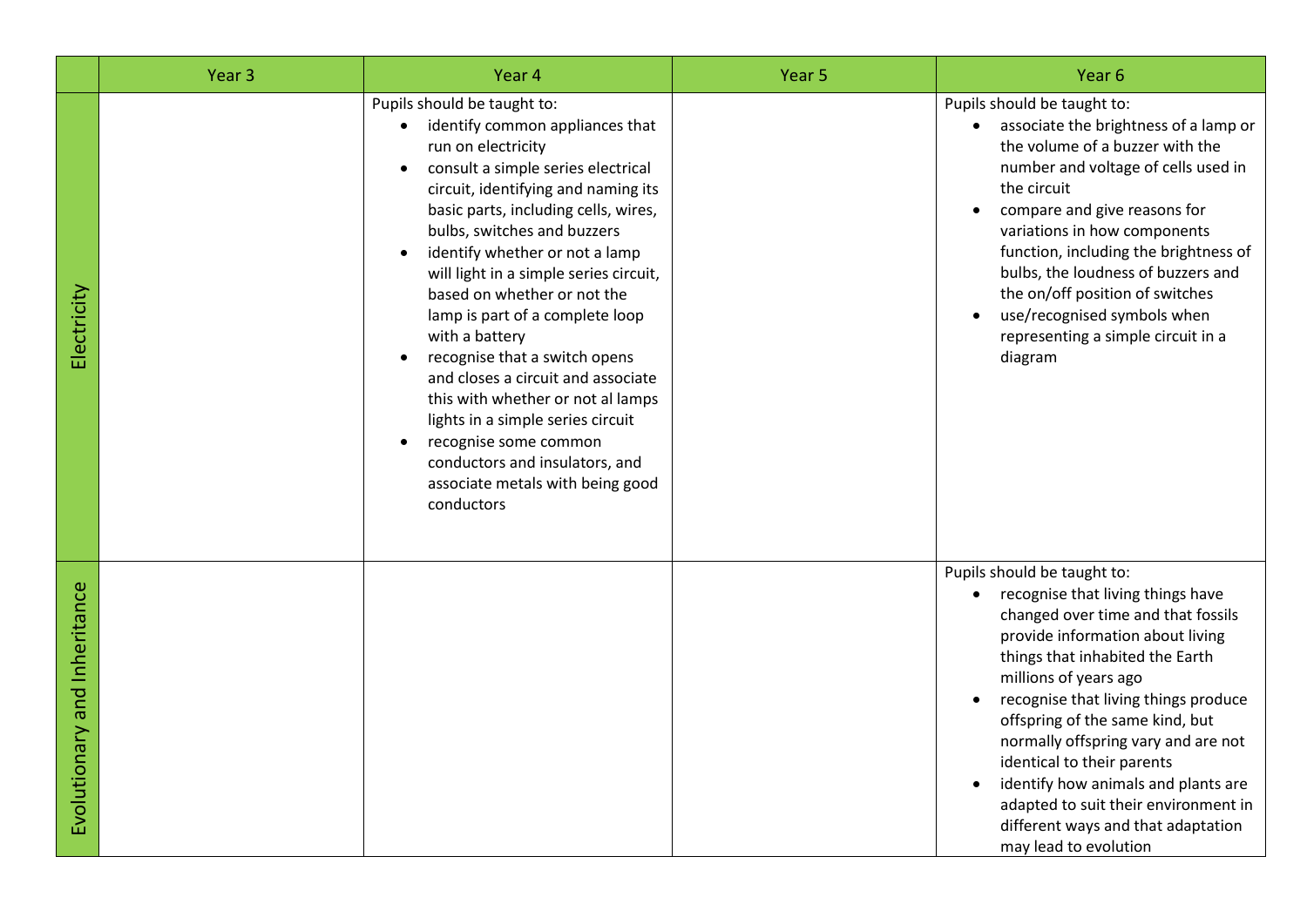| | Year 3 | Year 4 | Year 5 | Year 6 |
|---|---|---|---|---|
| Electricity | | Pupils should be taught to:<br>• identify common appliances that run on electricity<br>• consult a simple series electrical circuit, identifying and naming its basic parts, including cells, wires, bulbs, switches and buzzers<br>• identify whether or not a lamp will light in a simple series circuit, based on whether or not the lamp is part of a complete loop with a battery<br>• recognise that a switch opens and closes a circuit and associate this with whether or not al lamps lights in a simple series circuit<br>• recognise some common conductors and insulators, and associate metals with being good conductors | | Pupils should be taught to:<br>• associate the brightness of a lamp or the volume of a buzzer with the number and voltage of cells used in the circuit<br>• compare and give reasons for variations in how components function, including the brightness of bulbs, the loudness of buzzers and the on/off position of switches<br>• use/recognised symbols when representing a simple circuit in a diagram |
| Evolutionary and Inheritance | | | | Pupils should be taught to:<br>• recognise that living things have changed over time and that fossils provide information about living things that inhabited the Earth millions of years ago<br>• recognise that living things produce offspring of the same kind, but normally offspring vary and are not identical to their parents<br>• identify how animals and plants are adapted to suit their environment in different ways and that adaptation may lead to evolution |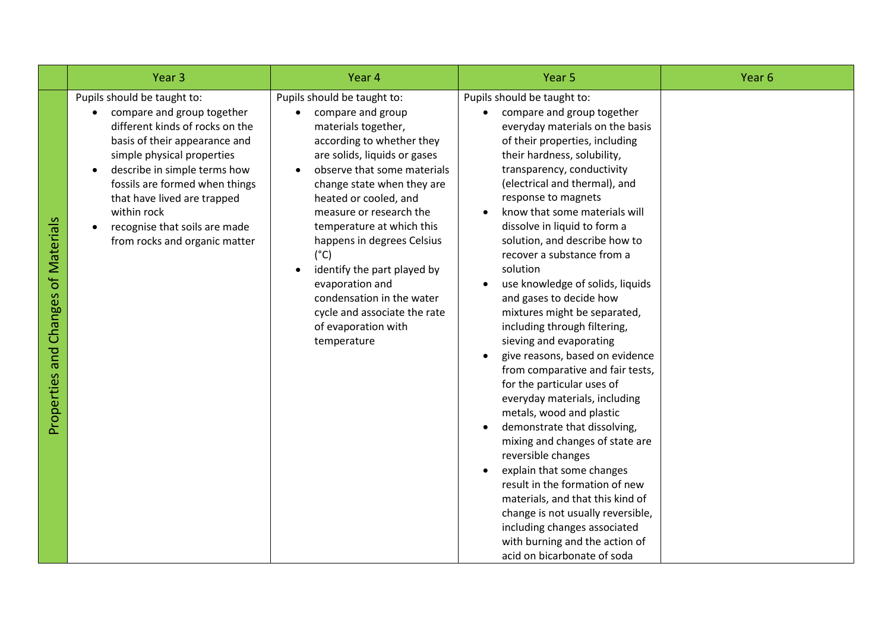| | Year 3 | Year 4 | Year 5 | Year 6 |
|---|---|---|---|---|
| Properties and Changes of Materials | Pupils should be taught to:<br>• compare and group together different kinds of rocks on the basis of their appearance and simple physical properties<br>• describe in simple terms how fossils are formed when things that have lived are trapped within rock<br>• recognise that soils are made from rocks and organic matter | Pupils should be taught to:<br>• compare and group materials together, according to whether they are solids, liquids or gases<br>• observe that some materials change state when they are heated or cooled, and measure or research the temperature at which this happens in degrees Celsius (°C)<br>• identify the part played by evaporation and condensation in the water cycle and associate the rate of evaporation with temperature | Pupils should be taught to:<br>• compare and group together everyday materials on the basis of their properties, including their hardness, solubility, transparency, conductivity (electrical and thermal), and response to magnets<br>• know that some materials will dissolve in liquid to form a solution, and describe how to recover a substance from a solution<br>• use knowledge of solids, liquids and gases to decide how mixtures might be separated, including through filtering, sieving and evaporating<br>• give reasons, based on evidence from comparative and fair tests, for the particular uses of everyday materials, including metals, wood and plastic<br>• demonstrate that dissolving, mixing and changes of state are reversible changes<br>• explain that some changes result in the formation of new materials, and that this kind of change is not usually reversible, including changes associated with burning and the action of acid on bicarbonate of soda | |